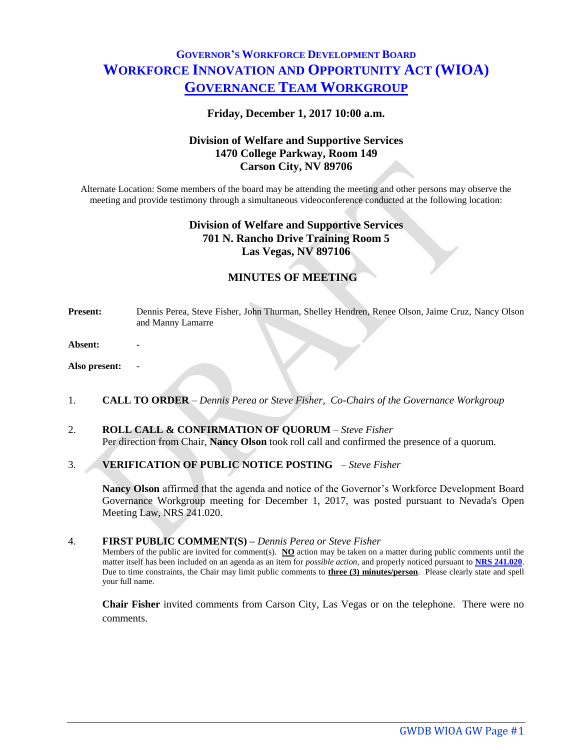# GOVERNOR'S WORKFORCE DEVELOPMENT BOARD

# WORKFORCE INNOVATION AND OPPORTUNITY ACT (WIOA)

# GOVERNANCE TEAM WORKGROUP

**Friday, December 1, 2017 10:00 a.m.**

**Division of Welfare and Supportive Services**
**1470 College Parkway, Room 149**
**Carson City, NV 89706**

Alternate Location: Some members of the board may be attending the meeting and other persons may observe the meeting and provide testimony through a simultaneous videoconference conducted at the following location:

**Division of Welfare and Supportive Services**
**701 N. Rancho Drive Training Room 5**
**Las Vegas, NV 897106**

## MINUTES OF MEETING

**Present:** Dennis Perea, Steve Fisher, John Thurman, Shelley Hendren, Renee Olson, Jaime Cruz, Nancy Olson and Manny Lamarre

**Absent:** -

**Also present:** -

1. **CALL TO ORDER** – *Dennis Perea or Steve Fisher, Co-Chairs of the Governance Workgroup*

2. **ROLL CALL & CONFIRMATION OF QUORUM** – *Steve Fisher*
   Per direction from Chair, **Nancy Olson** took roll call and confirmed the presence of a quorum.

3. **VERIFICATION OF PUBLIC NOTICE POSTING** – *Steve Fisher*

   **Nancy Olson** affirmed that the agenda and notice of the Governor's Workforce Development Board Governance Workgroup meeting for December 1, 2017, was posted pursuant to Nevada's Open Meeting Law, NRS 241.020.

4. **FIRST PUBLIC COMMENT(S) –** *Dennis Perea or Steve Fisher*
   Members of the public are invited for comment(s). **NO** action may be taken on a matter during public comments until the matter itself has been included on an agenda as an item for *possible action*, and properly noticed pursuant to **NRS 241.020**. Due to time constraints, the Chair may limit public comments to **three (3) minutes/person**. Please clearly state and spell your full name.

   **Chair Fisher** invited comments from Carson City, Las Vegas or on the telephone. There were no comments.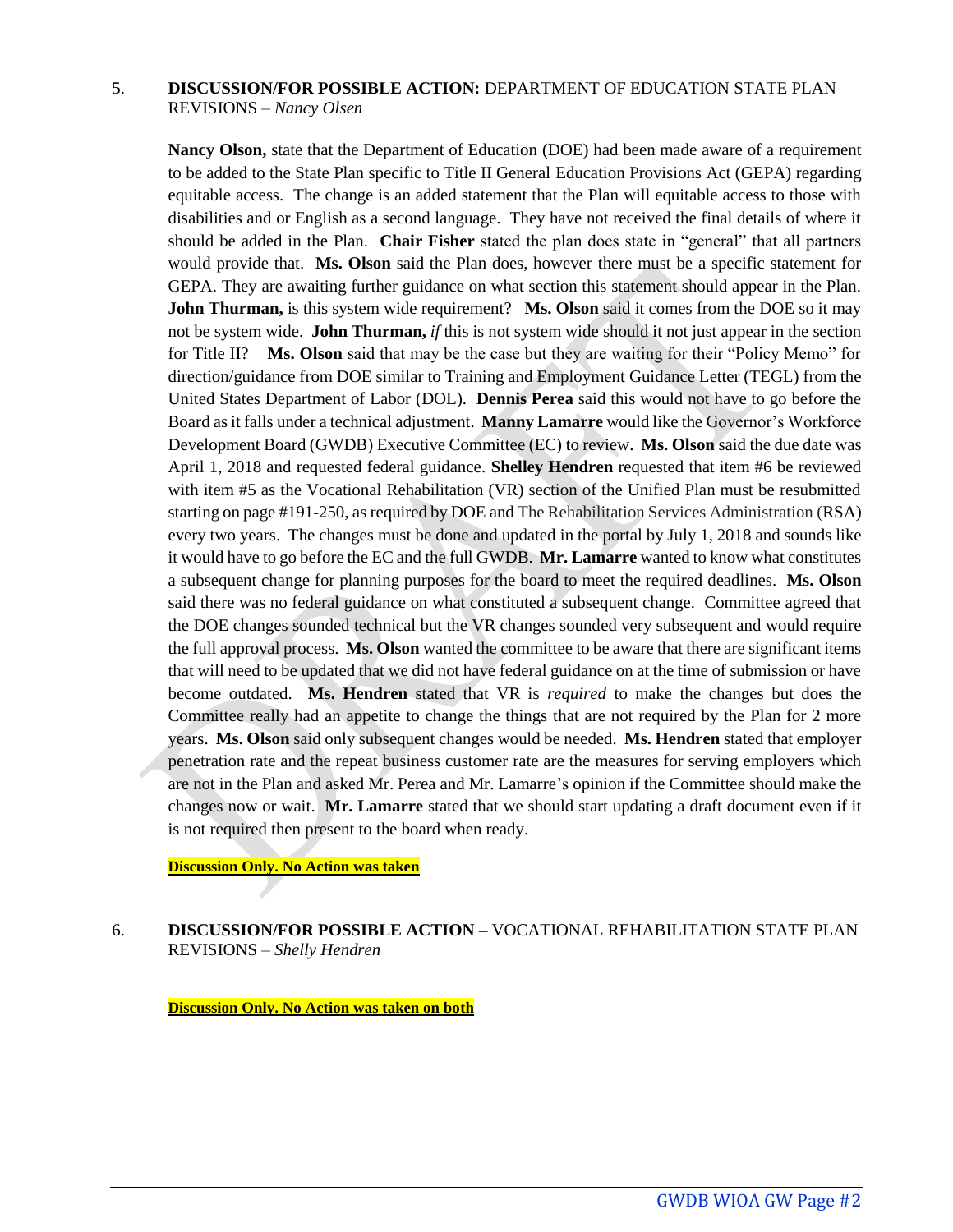5. **DISCUSSION/FOR POSSIBLE ACTION:** DEPARTMENT OF EDUCATION STATE PLAN REVISIONS – *Nancy Olsen*

**Nancy Olson,** state that the Department of Education (DOE) had been made aware of a requirement to be added to the State Plan specific to Title II General Education Provisions Act (GEPA) regarding equitable access. The change is an added statement that the Plan will equitable access to those with disabilities and or English as a second language. They have not received the final details of where it should be added in the Plan. **Chair Fisher** stated the plan does state in "general" that all partners would provide that. **Ms. Olson** said the Plan does, however there must be a specific statement for GEPA. They are awaiting further guidance on what section this statement should appear in the Plan. **John Thurman,** is this system wide requirement? **Ms. Olson** said it comes from the DOE so it may not be system wide. **John Thurman,** *if* this is not system wide should it not just appear in the section for Title II? **Ms. Olson** said that may be the case but they are waiting for their "Policy Memo" for direction/guidance from DOE similar to Training and Employment Guidance Letter (TEGL) from the United States Department of Labor (DOL). **Dennis Perea** said this would not have to go before the Board as it falls under a technical adjustment. **Manny Lamarre** would like the Governor's Workforce Development Board (GWDB) Executive Committee (EC) to review. **Ms. Olson** said the due date was April 1, 2018 and requested federal guidance. **Shelley Hendren** requested that item #6 be reviewed with item #5 as the Vocational Rehabilitation (VR) section of the Unified Plan must be resubmitted starting on page #191-250, as required by DOE and The Rehabilitation Services Administration (RSA) every two years. The changes must be done and updated in the portal by July 1, 2018 and sounds like it would have to go before the EC and the full GWDB. **Mr. Lamarre** wanted to know what constitutes a subsequent change for planning purposes for the board to meet the required deadlines. **Ms. Olson** said there was no federal guidance on what constituted a subsequent change. Committee agreed that the DOE changes sounded technical but the VR changes sounded very subsequent and would require the full approval process. **Ms. Olson** wanted the committee to be aware that there are significant items that will need to be updated that we did not have federal guidance on at the time of submission or have become outdated. **Ms. Hendren** stated that VR is *required* to make the changes but does the Committee really had an appetite to change the things that are not required by the Plan for 2 more years. **Ms. Olson** said only subsequent changes would be needed. **Ms. Hendren** stated that employer penetration rate and the repeat business customer rate are the measures for serving employers which are not in the Plan and asked Mr. Perea and Mr. Lamarre's opinion if the Committee should make the changes now or wait. **Mr. Lamarre** stated that we should start updating a draft document even if it is not required then present to the board when ready.

**Discussion Only. No Action was taken**

6. **DISCUSSION/FOR POSSIBLE ACTION –** VOCATIONAL REHABILITATION STATE PLAN REVISIONS – *Shelly Hendren*

**Discussion Only. No Action was taken on both**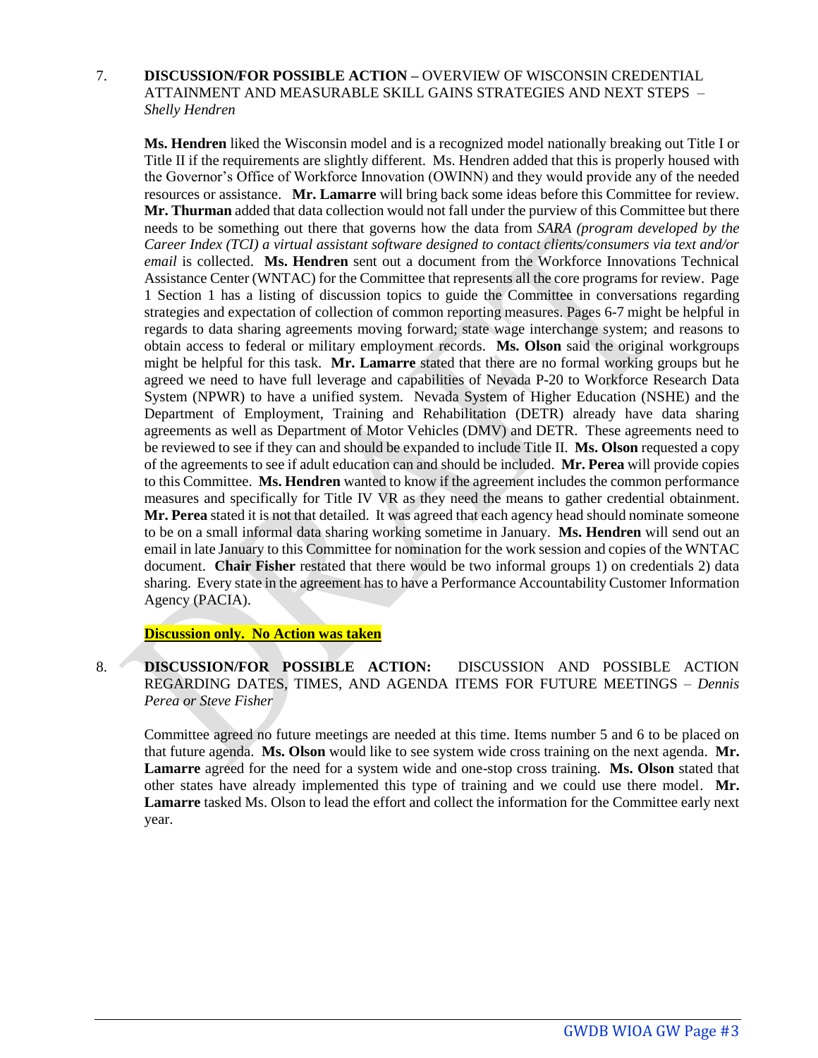7. **DISCUSSION/FOR POSSIBLE ACTION –** OVERVIEW OF WISCONSIN CREDENTIAL ATTAINMENT AND MEASURABLE SKILL GAINS STRATEGIES AND NEXT STEPS – *Shelly Hendren*

**Ms. Hendren** liked the Wisconsin model and is a recognized model nationally breaking out Title I or Title II if the requirements are slightly different. Ms. Hendren added that this is properly housed with the Governor's Office of Workforce Innovation (OWINN) and they would provide any of the needed resources or assistance. **Mr. Lamarre** will bring back some ideas before this Committee for review. **Mr. Thurman** added that data collection would not fall under the purview of this Committee but there needs to be something out there that governs how the data from *SARA (program developed by the Career Index (TCI) a virtual assistant software designed to contact clients/consumers via text and/or email* is collected. **Ms. Hendren** sent out a document from the Workforce Innovations Technical Assistance Center (WNTAC) for the Committee that represents all the core programs for review. Page 1 Section 1 has a listing of discussion topics to guide the Committee in conversations regarding strategies and expectation of collection of common reporting measures. Pages 6-7 might be helpful in regards to data sharing agreements moving forward; state wage interchange system; and reasons to obtain access to federal or military employment records. **Ms. Olson** said the original workgroups might be helpful for this task. **Mr. Lamarre** stated that there are no formal working groups but he agreed we need to have full leverage and capabilities of Nevada P-20 to Workforce Research Data System (NPWR) to have a unified system. Nevada System of Higher Education (NSHE) and the Department of Employment, Training and Rehabilitation (DETR) already have data sharing agreements as well as Department of Motor Vehicles (DMV) and DETR. These agreements need to be reviewed to see if they can and should be expanded to include Title II. **Ms. Olson** requested a copy of the agreements to see if adult education can and should be included. **Mr. Perea** will provide copies to this Committee. **Ms. Hendren** wanted to know if the agreement includes the common performance measures and specifically for Title IV VR as they need the means to gather credential obtainment. **Mr. Perea** stated it is not that detailed. It was agreed that each agency head should nominate someone to be on a small informal data sharing working sometime in January. **Ms. Hendren** will send out an email in late January to this Committee for nomination for the work session and copies of the WNTAC document. **Chair Fisher** restated that there would be two informal groups 1) on credentials 2) data sharing. Every state in the agreement has to have a Performance Accountability Customer Information Agency (PACIA).

**Discussion only. No Action was taken**

8. **DISCUSSION/FOR POSSIBLE ACTION:** DISCUSSION AND POSSIBLE ACTION REGARDING DATES, TIMES, AND AGENDA ITEMS FOR FUTURE MEETINGS – *Dennis Perea or Steve Fisher*

Committee agreed no future meetings are needed at this time. Items number 5 and 6 to be placed on that future agenda. **Ms. Olson** would like to see system wide cross training on the next agenda. **Mr. Lamarre** agreed for the need for a system wide and one-stop cross training. **Ms. Olson** stated that other states have already implemented this type of training and we could use there model. **Mr. Lamarre** tasked Ms. Olson to lead the effort and collect the information for the Committee early next year.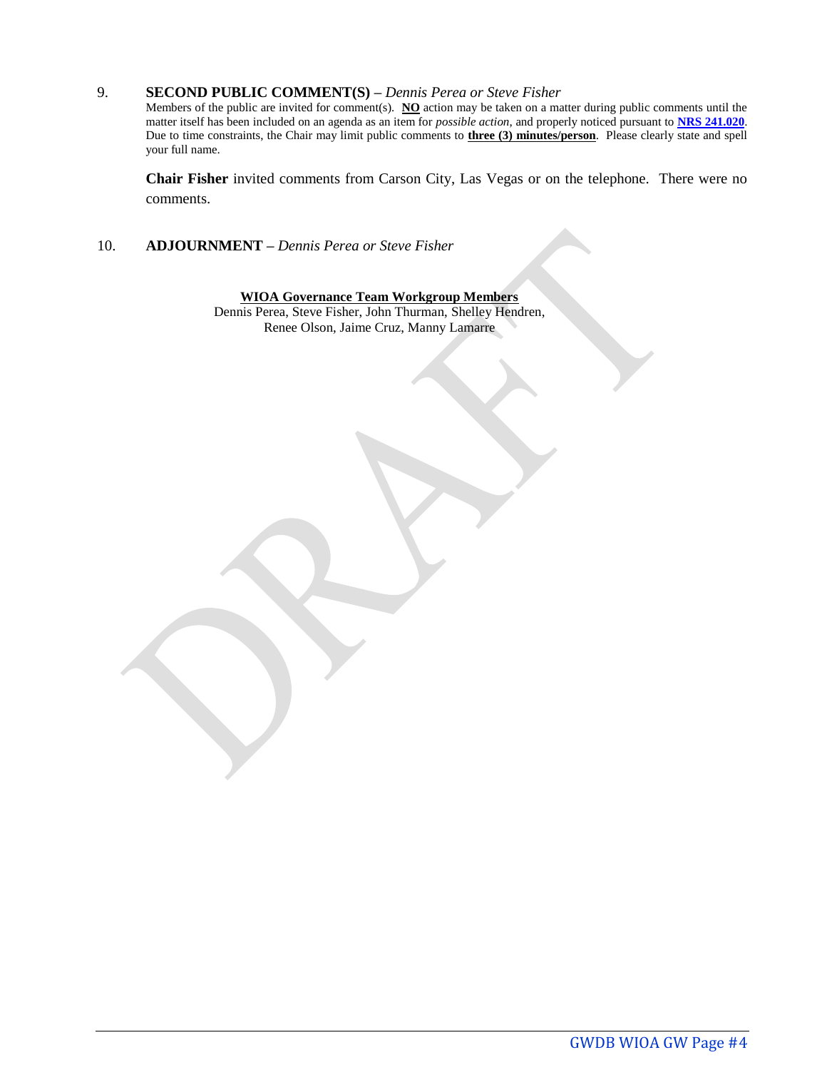9. **SECOND PUBLIC COMMENT(S)** – *Dennis Perea or Steve Fisher*

Members of the public are invited for comment(s). **NO** action may be taken on a matter during public comments until the matter itself has been included on an agenda as an item for *possible action*, and properly noticed pursuant to **NRS 241.020**. Due to time constraints, the Chair may limit public comments to **three (3) minutes/person**. Please clearly state and spell your full name.

**Chair Fisher** invited comments from Carson City, Las Vegas or on the telephone. There were no comments.

10. **ADJOURNMENT** – *Dennis Perea or Steve Fisher*

**WIOA Governance Team Workgroup Members**

Dennis Perea, Steve Fisher, John Thurman, Shelley Hendren, Renee Olson, Jaime Cruz, Manny Lamarre

DRAFT